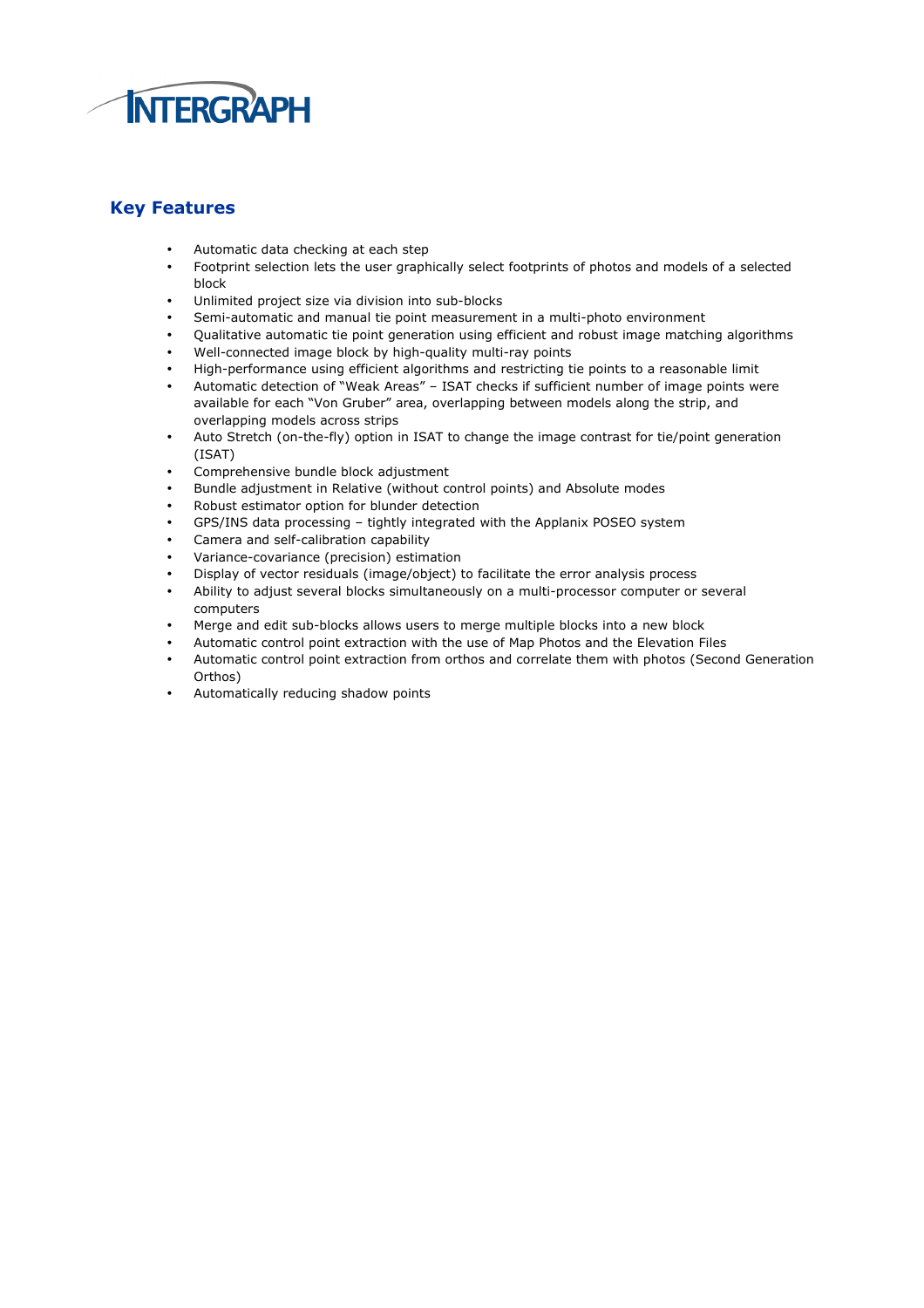## Key Features

- Automatic data checking at each step
- Footprint selection lets the user graphically select footprints of photos and models of a selected block
- Unlimited project size via division into sub-blocks
- Semi-automatic and manual tie point measurement in a multi-photo environment
- Qualitative automatic tie point generation using efficient and robust image matching algorithms
- Well-connected image block by high-quality multi-ray points
- High-performance using efficient algorithms and restricting tie points to a reasonable limit
- Automatic detection of "Weak Areas" – ISAT checks if sufficient number of image points were available for each "Von Gruber" area, overlapping between models along the strip, and overlapping models across strips
- Auto Stretch (on-the-fly) option in ISAT to change the image contrast for tie/point generation (ISAT)
- Comprehensive bundle block adjustment
- Bundle adjustment in Relative (without control points) and Absolute modes
- Robust estimator option for blunder detection
- GPS/INS data processing – tightly integrated with the Applanix POSEO system
- Camera and self-calibration capability
- Variance-covariance (precision) estimation
- Display of vector residuals (image/object) to facilitate the error analysis process
- Ability to adjust several blocks simultaneously on a multi-processor computer or several computers
- Merge and edit sub-blocks allows users to merge multiple blocks into a new block
- Automatic control point extraction with the use of Map Photos and the Elevation Files
- Automatic control point extraction from orthos and correlate them with photos (Second Generation Orthos)
- Automatically reducing shadow points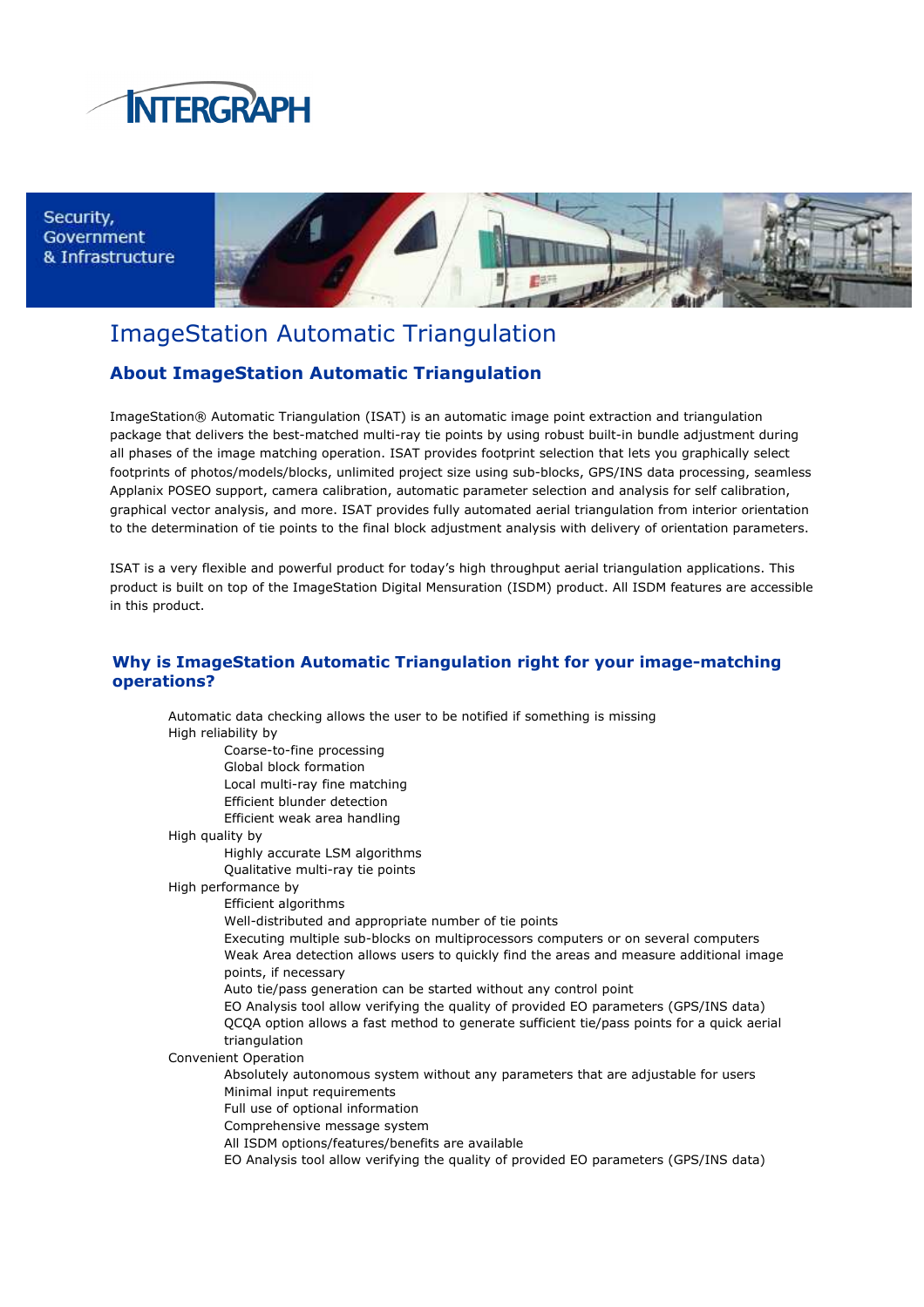Security, Government & Infrastructure

# ImageStation Automatic Triangulation

## About ImageStation Automatic Triangulation

ImageStation® Automatic Triangulation (ISAT) is an automatic image point extraction and triangulation package that delivers the best-matched multi-ray tie points by using robust built-in bundle adjustment during all phases of the image matching operation. ISAT provides footprint selection that lets you graphically select footprints of photos/models/blocks, unlimited project size using sub-blocks, GPS/INS data processing, seamless Applanix POSEO support, camera calibration, automatic parameter selection and analysis for self calibration, graphical vector analysis, and more. ISAT provides fully automated aerial triangulation from interior orientation to the determination of tie points to the final block adjustment analysis with delivery of orientation parameters.

ISAT is a very flexible and powerful product for today's high throughput aerial triangulation applications. This product is built on top of the ImageStation Digital Mensuration (ISDM) product. All ISDM features are accessible in this product.

## Why is ImageStation Automatic Triangulation right for your image-matching operations?

- Automatic data checking allows the user to be notified if something is missing
- High reliability by
  - Coarse-to-fine processing
  - Global block formation
  - Local multi-ray fine matching
  - Efficient blunder detection
  - Efficient weak area handling
- High quality by
  - Highly accurate LSM algorithms
  - Qualitative multi-ray tie points
- High performance by
  - Efficient algorithms
  - Well-distributed and appropriate number of tie points
  - Executing multiple sub-blocks on multiprocessors computers or on several computers
  - Weak Area detection allows users to quickly find the areas and measure additional image points, if necessary
  - Auto tie/pass generation can be started without any control point
  - EO Analysis tool allow verifying the quality of provided EO parameters (GPS/INS data)
  - QCQA option allows a fast method to generate sufficient tie/pass points for a quick aerial triangulation
- Convenient Operation
  - Absolutely autonomous system without any parameters that are adjustable for users
  - Minimal input requirements
  - Full use of optional information
  - Comprehensive message system
  - All ISDM options/features/benefits are available
  - EO Analysis tool allow verifying the quality of provided EO parameters (GPS/INS data)